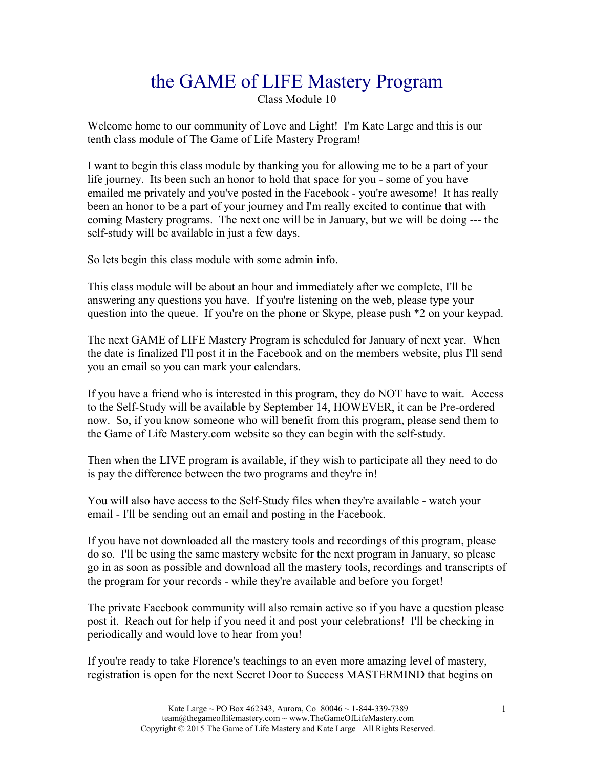# the GAME of LIFE Mastery Program

Class Module 10

Welcome home to our community of Love and Light! I'm Kate Large and this is our tenth class module of The Game of Life Mastery Program!

I want to begin this class module by thanking you for allowing me to be a part of your life journey. Its been such an honor to hold that space for you - some of you have emailed me privately and you've posted in the Facebook - you're awesome! It has really been an honor to be a part of your journey and I'm really excited to continue that with coming Mastery programs. The next one will be in January, but we will be doing --- the self-study will be available in just a few days.

So lets begin this class module with some admin info.

This class module will be about an hour and immediately after we complete, I'll be answering any questions you have. If you're listening on the web, please type your question into the queue. If you're on the phone or Skype, please push *2 on your keypad.

The next GAME of LIFE Mastery Program is scheduled for January of next year. When the date is finalized I'll post it in the Facebook and on the members website, plus I'll send you an email so you can mark your calendars.

If you have a friend who is interested in this program, they do NOT have to wait. Access to the Self-Study will be available by September 14, HOWEVER, it can be Pre-ordered now. So, if you know someone who will benefit from this program, please send them to the Game of Life Mastery.com website so they can begin with the self-study.

Then when the LIVE program is available, if they wish to participate all they need to do is pay the difference between the two programs and they're in!

You will also have access to the Self-Study files when they're available - watch your email - I'll be sending out an email and posting in the Facebook.

If you have not downloaded all the mastery tools and recordings of this program, please do so. I'll be using the same mastery website for the next program in January, so please go in as soon as possible and download all the mastery tools, recordings and transcripts of the program for your records - while they're available and before you forget!

The private Facebook community will also remain active so if you have a question please post it. Reach out for help if you need it and post your celebrations! I'll be checking in periodically and would love to hear from you!

If you're ready to take Florence's teachings to an even more amazing level of mastery, registration is open for the next Secret Door to Success MASTERMIND that begins on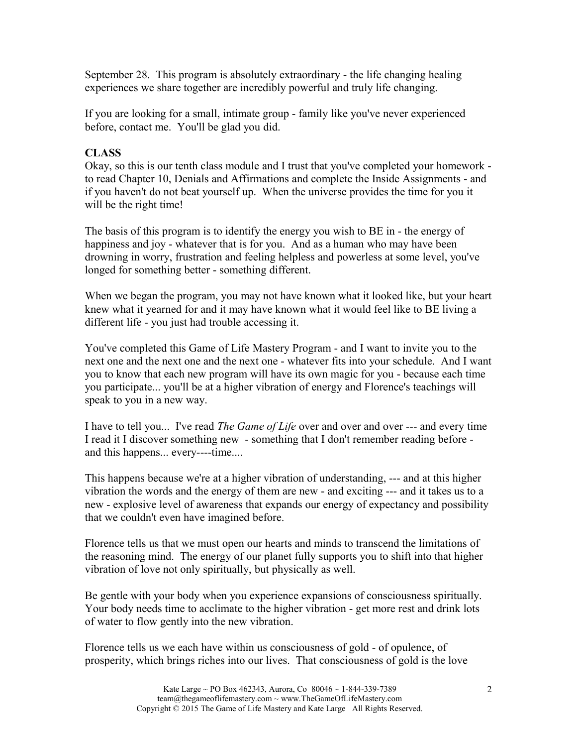September 28. This program is absolutely extraordinary - the life changing healing experiences we share together are incredibly powerful and truly life changing.

If you are looking for a small, intimate group - family like you've never experienced before, contact me. You'll be glad you did.

**CLASS**

Okay, so this is our tenth class module and I trust that you've completed your homework - to read Chapter 10, Denials and Affirmations and complete the Inside Assignments - and if you haven't do not beat yourself up. When the universe provides the time for you it will be the right time!

The basis of this program is to identify the energy you wish to BE in - the energy of happiness and joy - whatever that is for you. And as a human who may have been drowning in worry, frustration and feeling helpless and powerless at some level, you've longed for something better - something different.

When we began the program, you may not have known what it looked like, but your heart knew what it yearned for and it may have known what it would feel like to BE living a different life - you just had trouble accessing it.

You've completed this Game of Life Mastery Program - and I want to invite you to the next one and the next one and the next one - whatever fits into your schedule. And I want you to know that each new program will have its own magic for you - because each time you participate... you'll be at a higher vibration of energy and Florence's teachings will speak to you in a new way.

I have to tell you... I've read *The Game of Life* over and over and over --- and every time I read it I discover something new - something that I don't remember reading before - and this happens... every----time....

This happens because we're at a higher vibration of understanding, --- and at this higher vibration the words and the energy of them are new - and exciting --- and it takes us to a new - explosive level of awareness that expands our energy of expectancy and possibility that we couldn't even have imagined before.

Florence tells us that we must open our hearts and minds to transcend the limitations of the reasoning mind. The energy of our planet fully supports you to shift into that higher vibration of love not only spiritually, but physically as well.

Be gentle with your body when you experience expansions of consciousness spiritually. Your body needs time to acclimate to the higher vibration - get more rest and drink lots of water to flow gently into the new vibration.

Florence tells us we each have within us consciousness of gold - of opulence, of prosperity, which brings riches into our lives. That consciousness of gold is the love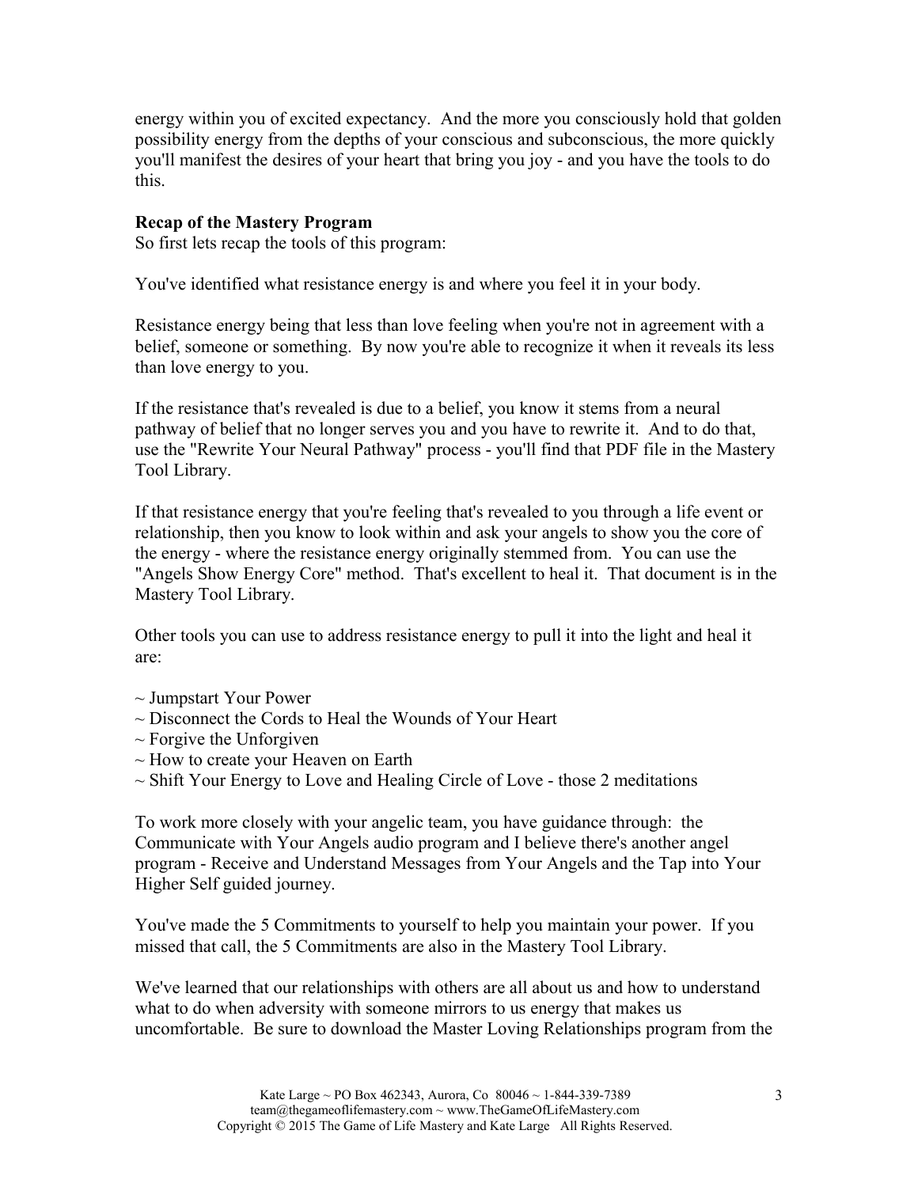energy within you of excited expectancy. And the more you consciously hold that golden possibility energy from the depths of your conscious and subconscious, the more quickly you'll manifest the desires of your heart that bring you joy - and you have the tools to do this.

**Recap of the Mastery Program**

So first lets recap the tools of this program:

You've identified what resistance energy is and where you feel it in your body.

Resistance energy being that less than love feeling when you're not in agreement with a belief, someone or something. By now you're able to recognize it when it reveals its less than love energy to you.

If the resistance that's revealed is due to a belief, you know it stems from a neural pathway of belief that no longer serves you and you have to rewrite it. And to do that, use the "Rewrite Your Neural Pathway" process - you'll find that PDF file in the Mastery Tool Library.

If that resistance energy that you're feeling that's revealed to you through a life event or relationship, then you know to look within and ask your angels to show you the core of the energy - where the resistance energy originally stemmed from. You can use the "Angels Show Energy Core" method. That's excellent to heal it. That document is in the Mastery Tool Library.

Other tools you can use to address resistance energy to pull it into the light and heal it are:

~ Jumpstart Your Power
~ Disconnect the Cords to Heal the Wounds of Your Heart
~ Forgive the Unforgiven
~ How to create your Heaven on Earth
~ Shift Your Energy to Love and Healing Circle of Love - those 2 meditations

To work more closely with your angelic team, you have guidance through: the Communicate with Your Angels audio program and I believe there's another angel program - Receive and Understand Messages from Your Angels and the Tap into Your Higher Self guided journey.

You've made the 5 Commitments to yourself to help you maintain your power. If you missed that call, the 5 Commitments are also in the Mastery Tool Library.

We've learned that our relationships with others are all about us and how to understand what to do when adversity with someone mirrors to us energy that makes us uncomfortable. Be sure to download the Master Loving Relationships program from the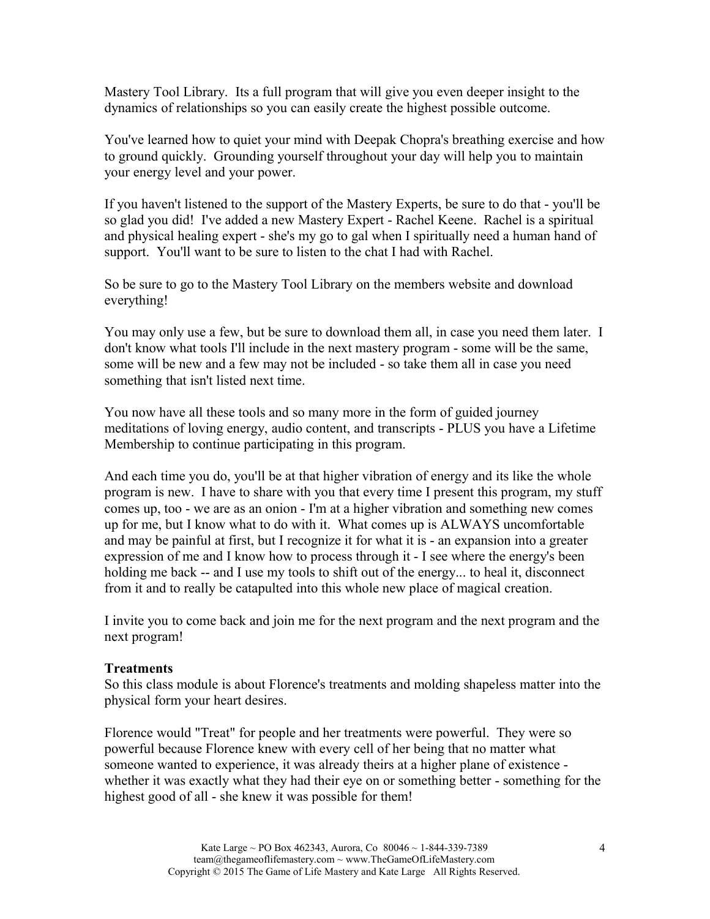Mastery Tool Library.  Its a full program that will give you even deeper insight to the dynamics of relationships so you can easily create the highest possible outcome.

You've learned how to quiet your mind with Deepak Chopra's breathing exercise and how to ground quickly.  Grounding yourself throughout your day will help you to maintain your energy level and your power.

If you haven't listened to the support of the Mastery Experts, be sure to do that - you'll be so glad you did!  I've added a new Mastery Expert - Rachel Keene.  Rachel is a spiritual and physical healing expert - she's my go to gal when I spiritually need a human hand of support.  You'll want to be sure to listen to the chat I had with Rachel.

So be sure to go to the Mastery Tool Library on the members website and download everything!

You may only use a few, but be sure to download them all, in case you need them later.  I don't know what tools I'll include in the next mastery program - some will be the same, some will be new and a few may not be included - so take them all in case you need something that isn't listed next time.

You now have all these tools and so many more in the form of guided journey meditations of loving energy, audio content, and transcripts - PLUS you have a Lifetime Membership to continue participating in this program.

And each time you do, you'll be at that higher vibration of energy and its like the whole program is new.  I have to share with you that every time I present this program, my stuff comes up, too - we are as an onion - I'm at a higher vibration and something new comes up for me, but I know what to do with it.  What comes up is ALWAYS uncomfortable and may be painful at first, but I recognize it for what it is - an expansion into a greater expression of me and I know how to process through it - I see where the energy's been holding me back -- and I use my tools to shift out of the energy... to heal it, disconnect from it and to really be catapulted into this whole new place of magical creation.

I invite you to come back and join me for the next program and the next program and the next program!

**Treatments**

So this class module is about Florence's treatments and molding shapeless matter into the physical form your heart desires.

Florence would "Treat" for people and her treatments were powerful.  They were so powerful because Florence knew with every cell of her being that no matter what someone wanted to experience, it was already theirs at a higher plane of existence - whether it was exactly what they had their eye on or something better - something for the highest good of all - she knew it was possible for them!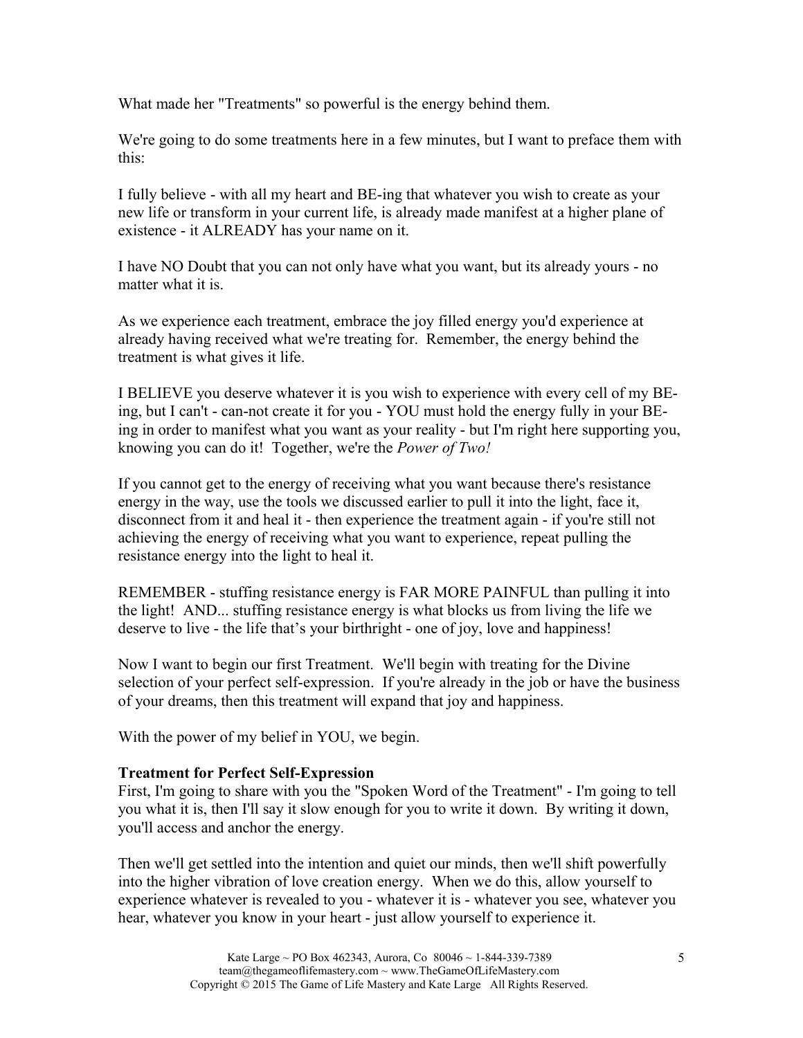What made her "Treatments" so powerful is the energy behind them.

We're going to do some treatments here in a few minutes, but I want to preface them with this:

I fully believe - with all my heart and BE-ing that whatever you wish to create as your new life or transform in your current life, is already made manifest at a higher plane of existence - it ALREADY has your name on it.

I have NO Doubt that you can not only have what you want, but its already yours - no matter what it is.

As we experience each treatment, embrace the joy filled energy you'd experience at already having received what we're treating for. Remember, the energy behind the treatment is what gives it life.

I BELIEVE you deserve whatever it is you wish to experience with every cell of my BE-ing, but I can't - can-not create it for you - YOU must hold the energy fully in your BE-ing in order to manifest what you want as your reality - but I'm right here supporting you, knowing you can do it! Together, we're the *Power of Two!*

If you cannot get to the energy of receiving what you want because there's resistance energy in the way, use the tools we discussed earlier to pull it into the light, face it, disconnect from it and heal it - then experience the treatment again - if you're still not achieving the energy of receiving what you want to experience, repeat pulling the resistance energy into the light to heal it.

REMEMBER - stuffing resistance energy is FAR MORE PAINFUL than pulling it into the light! AND... stuffing resistance energy is what blocks us from living the life we deserve to live - the life that's your birthright - one of joy, love and happiness!

Now I want to begin our first Treatment. We'll begin with treating for the Divine selection of your perfect self-expression. If you're already in the job or have the business of your dreams, then this treatment will expand that joy and happiness.

With the power of my belief in YOU, we begin.

**Treatment for Perfect Self-Expression**

First, I'm going to share with you the "Spoken Word of the Treatment" - I'm going to tell you what it is, then I'll say it slow enough for you to write it down. By writing it down, you'll access and anchor the energy.

Then we'll get settled into the intention and quiet our minds, then we'll shift powerfully into the higher vibration of love creation energy. When we do this, allow yourself to experience whatever is revealed to you - whatever it is - whatever you see, whatever you hear, whatever you know in your heart - just allow yourself to experience it.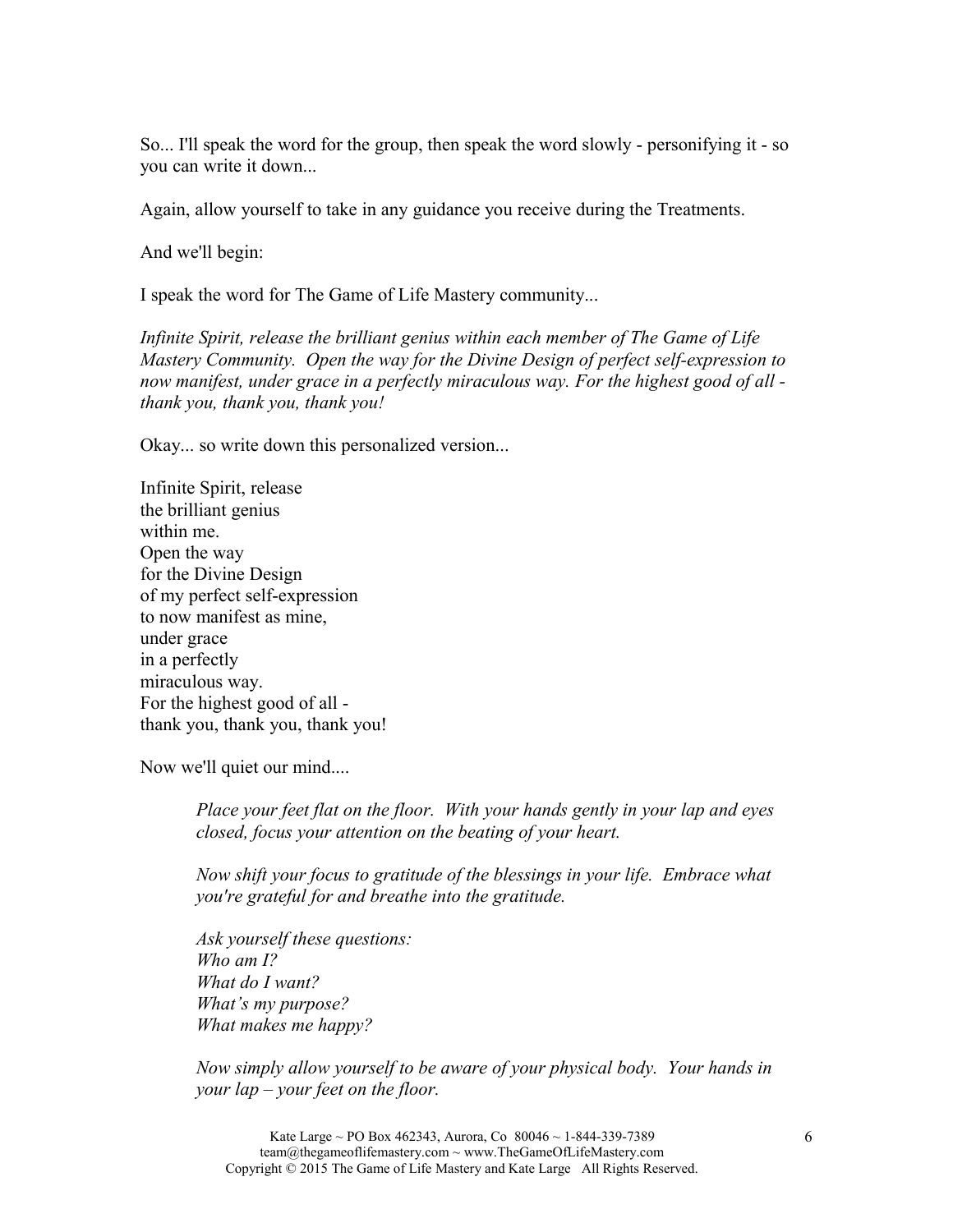So... I'll speak the word for the group, then speak the word slowly - personifying it - so you can write it down...

Again, allow yourself to take in any guidance you receive during the Treatments.

And we'll begin:

I speak the word for The Game of Life Mastery community...

*Infinite Spirit, release the brilliant genius within each member of The Game of Life Mastery Community. Open the way for the Divine Design of perfect self-expression to now manifest, under grace in a perfectly miraculous way. For the highest good of all - thank you, thank you, thank you!*

Okay... so write down this personalized version...

Infinite Spirit, release  
the brilliant genius  
within me.  
Open the way  
for the Divine Design  
of my perfect self-expression  
to now manifest as mine,  
under grace  
in a perfectly  
miraculous way.  
For the highest good of all -  
thank you, thank you, thank you!

Now we'll quiet our mind....

> *Place your feet flat on the floor. With your hands gently in your lap and eyes closed, focus your attention on the beating of your heart.*
>
> *Now shift your focus to gratitude of the blessings in your life. Embrace what you're grateful for and breathe into the gratitude.*
>
> *Ask yourself these questions:*  
> *Who am I?*  
> *What do I want?*  
> *What's my purpose?*  
> *What makes me happy?*
>
> *Now simply allow yourself to be aware of your physical body. Your hands in your lap – your feet on the floor.*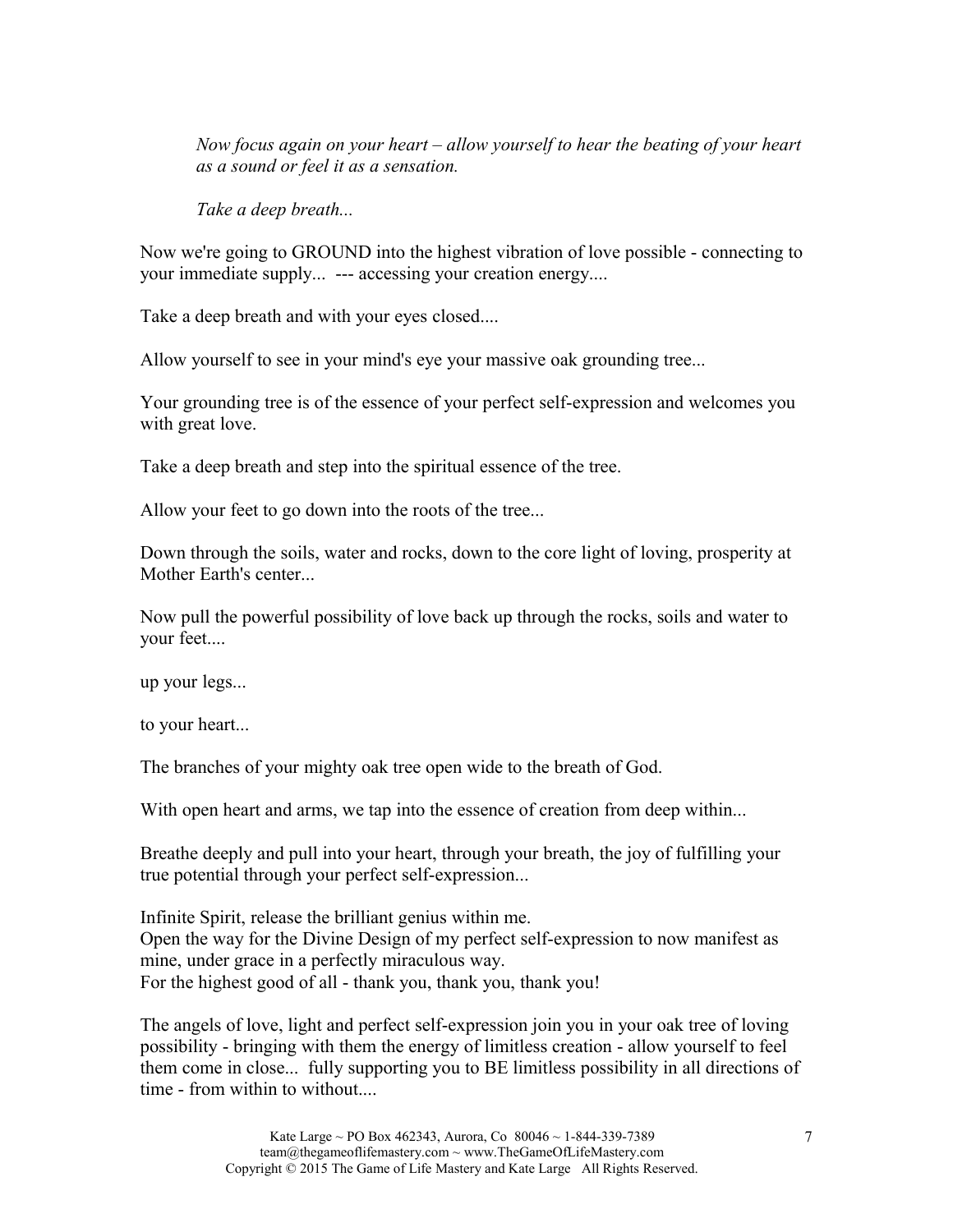*Now focus again on your heart – allow yourself to hear the beating of your heart as a sound or feel it as a sensation.*

*Take a deep breath...*

Now we're going to GROUND into the highest vibration of love possible - connecting to your immediate supply... --- accessing your creation energy....

Take a deep breath and with your eyes closed....

Allow yourself to see in your mind's eye your massive oak grounding tree...

Your grounding tree is of the essence of your perfect self-expression and welcomes you with great love.

Take a deep breath and step into the spiritual essence of the tree.

Allow your feet to go down into the roots of the tree...

Down through the soils, water and rocks, down to the core light of loving, prosperity at Mother Earth's center...

Now pull the powerful possibility of love back up through the rocks, soils and water to your feet....

up your legs...

to your heart...

The branches of your mighty oak tree open wide to the breath of God.

With open heart and arms, we tap into the essence of creation from deep within...

Breathe deeply and pull into your heart, through your breath, the joy of fulfilling your true potential through your perfect self-expression...

Infinite Spirit, release the brilliant genius within me.
Open the way for the Divine Design of my perfect self-expression to now manifest as mine, under grace in a perfectly miraculous way.
For the highest good of all - thank you, thank you, thank you!

The angels of love, light and perfect self-expression join you in your oak tree of loving possibility - bringing with them the energy of limitless creation - allow yourself to feel them come in close... fully supporting you to BE limitless possibility in all directions of time - from within to without....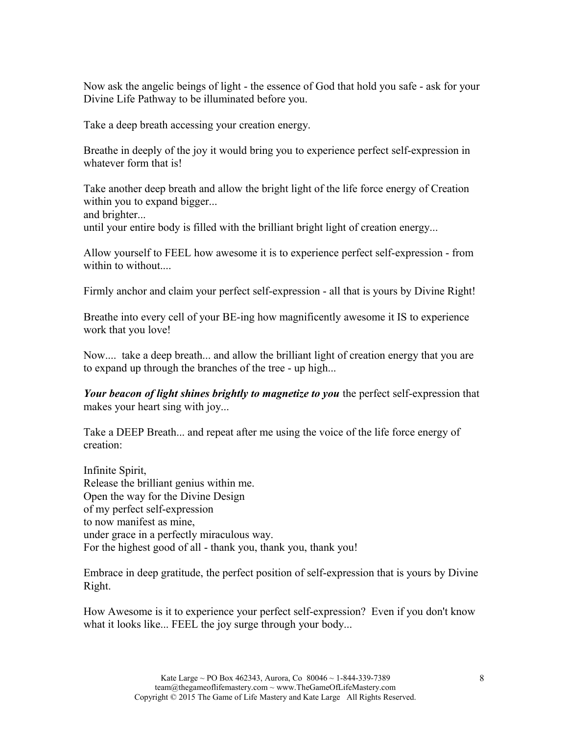Now ask the angelic beings of light - the essence of God that hold you safe - ask for your Divine Life Pathway to be illuminated before you.

Take a deep breath accessing your creation energy.

Breathe in deeply of the joy it would bring you to experience perfect self-expression in whatever form that is!

Take another deep breath and allow the bright light of the life force energy of Creation within you to expand bigger...
and brighter...
until your entire body is filled with the brilliant bright light of creation energy...

Allow yourself to FEEL how awesome it is to experience perfect self-expression - from within to without....

Firmly anchor and claim your perfect self-expression - all that is yours by Divine Right!

Breathe into every cell of your BE-ing how magnificently awesome it IS to experience work that you love!

Now.... take a deep breath... and allow the brilliant light of creation energy that you are to expand up through the branches of the tree - up high...

***Your beacon of light shines brightly to magnetize to you*** the perfect self-expression that makes your heart sing with joy...

Take a DEEP Breath... and repeat after me using the voice of the life force energy of creation:

Infinite Spirit,
Release the brilliant genius within me.
Open the way for the Divine Design
of my perfect self-expression
to now manifest as mine,
under grace in a perfectly miraculous way.
For the highest good of all - thank you, thank you, thank you!

Embrace in deep gratitude, the perfect position of self-expression that is yours by Divine Right.

How Awesome is it to experience your perfect self-expression? Even if you don't know what it looks like... FEEL the joy surge through your body...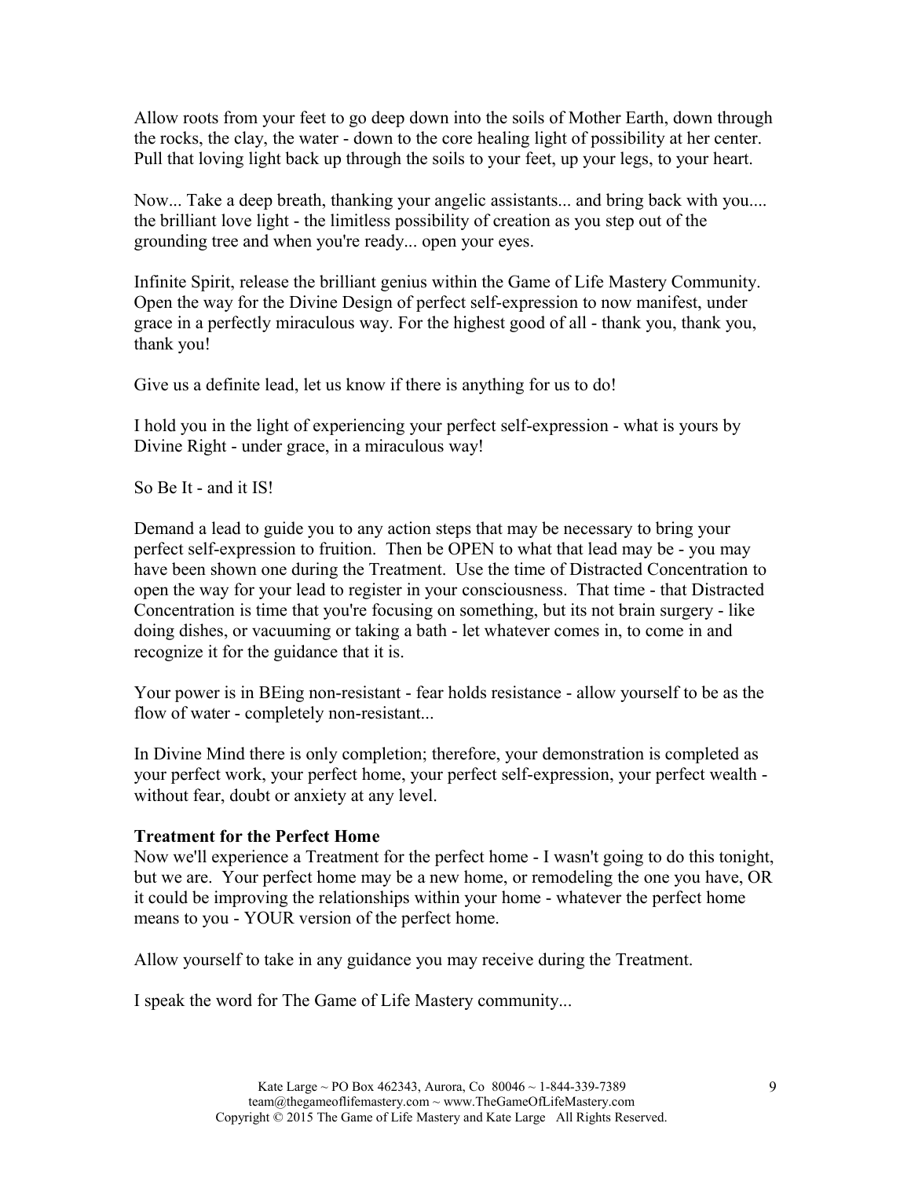Allow roots from your feet to go deep down into the soils of Mother Earth, down through the rocks, the clay, the water - down to the core healing light of possibility at her center. Pull that loving light back up through the soils to your feet, up your legs, to your heart.

Now... Take a deep breath, thanking your angelic assistants... and bring back with you.... the brilliant love light - the limitless possibility of creation as you step out of the grounding tree and when you're ready... open your eyes.

Infinite Spirit, release the brilliant genius within the Game of Life Mastery Community. Open the way for the Divine Design of perfect self-expression to now manifest, under grace in a perfectly miraculous way. For the highest good of all - thank you, thank you, thank you!

Give us a definite lead, let us know if there is anything for us to do!

I hold you in the light of experiencing your perfect self-expression - what is yours by Divine Right - under grace, in a miraculous way!

So Be It - and it IS!

Demand a lead to guide you to any action steps that may be necessary to bring your perfect self-expression to fruition. Then be OPEN to what that lead may be - you may have been shown one during the Treatment. Use the time of Distracted Concentration to open the way for your lead to register in your consciousness. That time - that Distracted Concentration is time that you're focusing on something, but its not brain surgery - like doing dishes, or vacuuming or taking a bath - let whatever comes in, to come in and recognize it for the guidance that it is.

Your power is in BEing non-resistant - fear holds resistance - allow yourself to be as the flow of water - completely non-resistant...

In Divine Mind there is only completion; therefore, your demonstration is completed as your perfect work, your perfect home, your perfect self-expression, your perfect wealth - without fear, doubt or anxiety at any level.

**Treatment for the Perfect Home**

Now we'll experience a Treatment for the perfect home - I wasn't going to do this tonight, but we are. Your perfect home may be a new home, or remodeling the one you have, OR it could be improving the relationships within your home - whatever the perfect home means to you - YOUR version of the perfect home.

Allow yourself to take in any guidance you may receive during the Treatment.

I speak the word for The Game of Life Mastery community...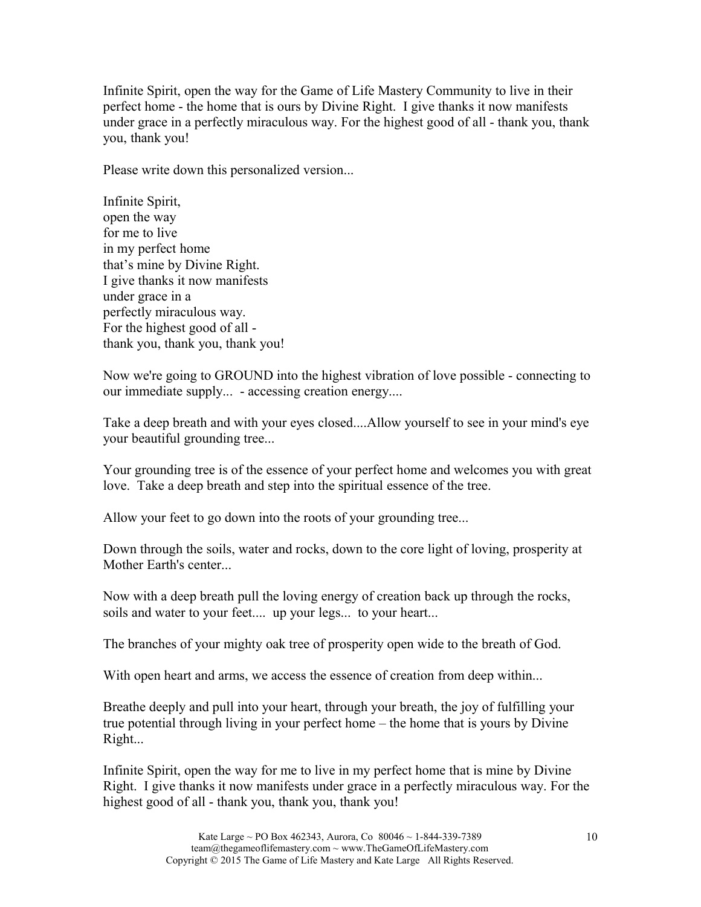Infinite Spirit, open the way for the Game of Life Mastery Community to live in their perfect home - the home that is ours by Divine Right. I give thanks it now manifests under grace in a perfectly miraculous way. For the highest good of all - thank you, thank you, thank you!

Please write down this personalized version...

Infinite Spirit,
open the way
for me to live
in my perfect home
that's mine by Divine Right.
I give thanks it now manifests
under grace in a
perfectly miraculous way.
For the highest good of all -
thank you, thank you, thank you!

Now we're going to GROUND into the highest vibration of love possible - connecting to our immediate supply... - accessing creation energy....

Take a deep breath and with your eyes closed....Allow yourself to see in your mind's eye your beautiful grounding tree...

Your grounding tree is of the essence of your perfect home and welcomes you with great love. Take a deep breath and step into the spiritual essence of the tree.

Allow your feet to go down into the roots of your grounding tree...

Down through the soils, water and rocks, down to the core light of loving, prosperity at Mother Earth's center...

Now with a deep breath pull the loving energy of creation back up through the rocks, soils and water to your feet.... up your legs... to your heart...

The branches of your mighty oak tree of prosperity open wide to the breath of God.

With open heart and arms, we access the essence of creation from deep within...

Breathe deeply and pull into your heart, through your breath, the joy of fulfilling your true potential through living in your perfect home – the home that is yours by Divine Right...

Infinite Spirit, open the way for me to live in my perfect home that is mine by Divine Right. I give thanks it now manifests under grace in a perfectly miraculous way. For the highest good of all - thank you, thank you, thank you!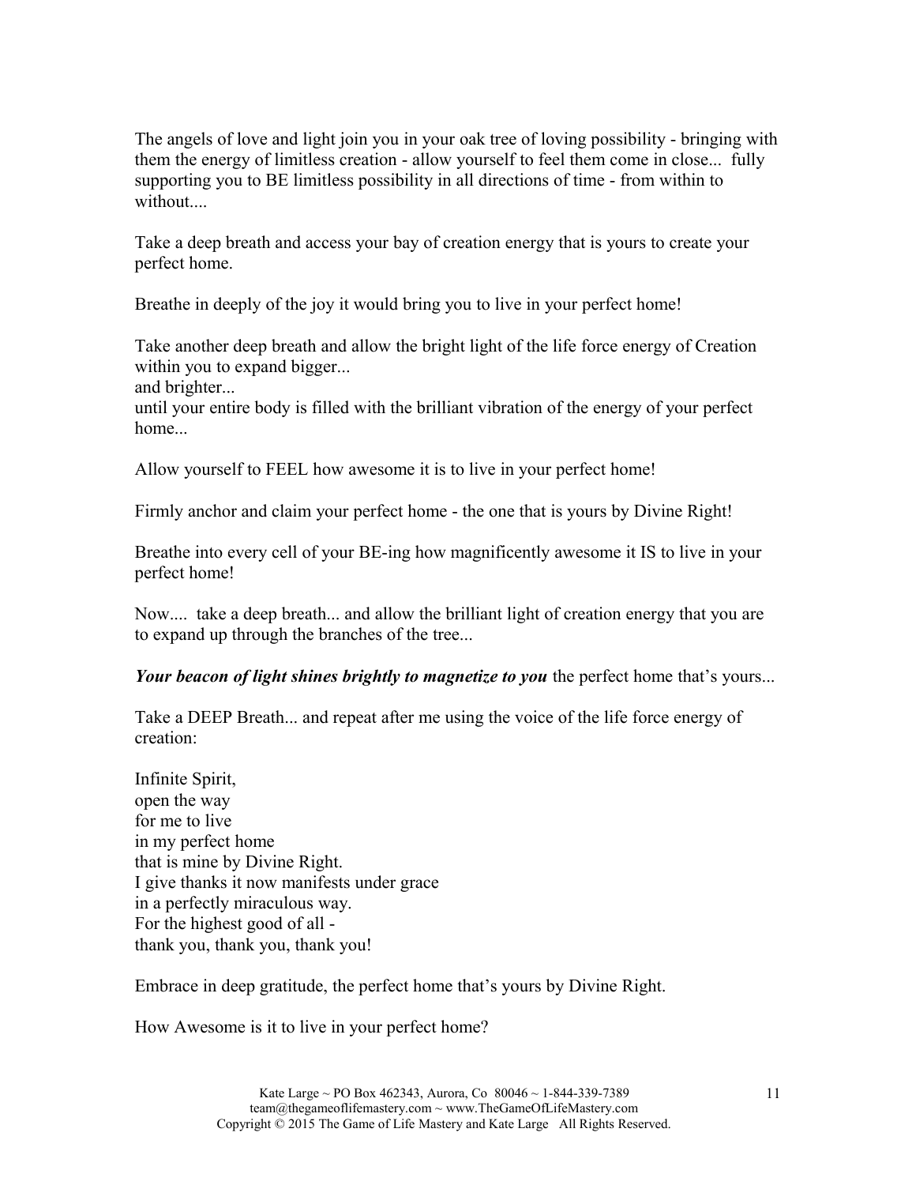The angels of love and light join you in your oak tree of loving possibility - bringing with them the energy of limitless creation - allow yourself to feel them come in close... fully supporting you to BE limitless possibility in all directions of time - from within to without....

Take a deep breath and access your bay of creation energy that is yours to create your perfect home.

Breathe in deeply of the joy it would bring you to live in your perfect home!

Take another deep breath and allow the bright light of the life force energy of Creation within you to expand bigger...
and brighter...
until your entire body is filled with the brilliant vibration of the energy of your perfect home...

Allow yourself to FEEL how awesome it is to live in your perfect home!

Firmly anchor and claim your perfect home - the one that is yours by Divine Right!

Breathe into every cell of your BE-ing how magnificently awesome it IS to live in your perfect home!

Now.... take a deep breath... and allow the brilliant light of creation energy that you are to expand up through the branches of the tree...

***Your beacon of light shines brightly to magnetize to you*** the perfect home that's yours...

Take a DEEP Breath... and repeat after me using the voice of the life force energy of creation:

Infinite Spirit,
open the way
for me to live
in my perfect home
that is mine by Divine Right.
I give thanks it now manifests under grace
in a perfectly miraculous way.
For the highest good of all -
thank you, thank you, thank you!

Embrace in deep gratitude, the perfect home that's yours by Divine Right.

How Awesome is it to live in your perfect home?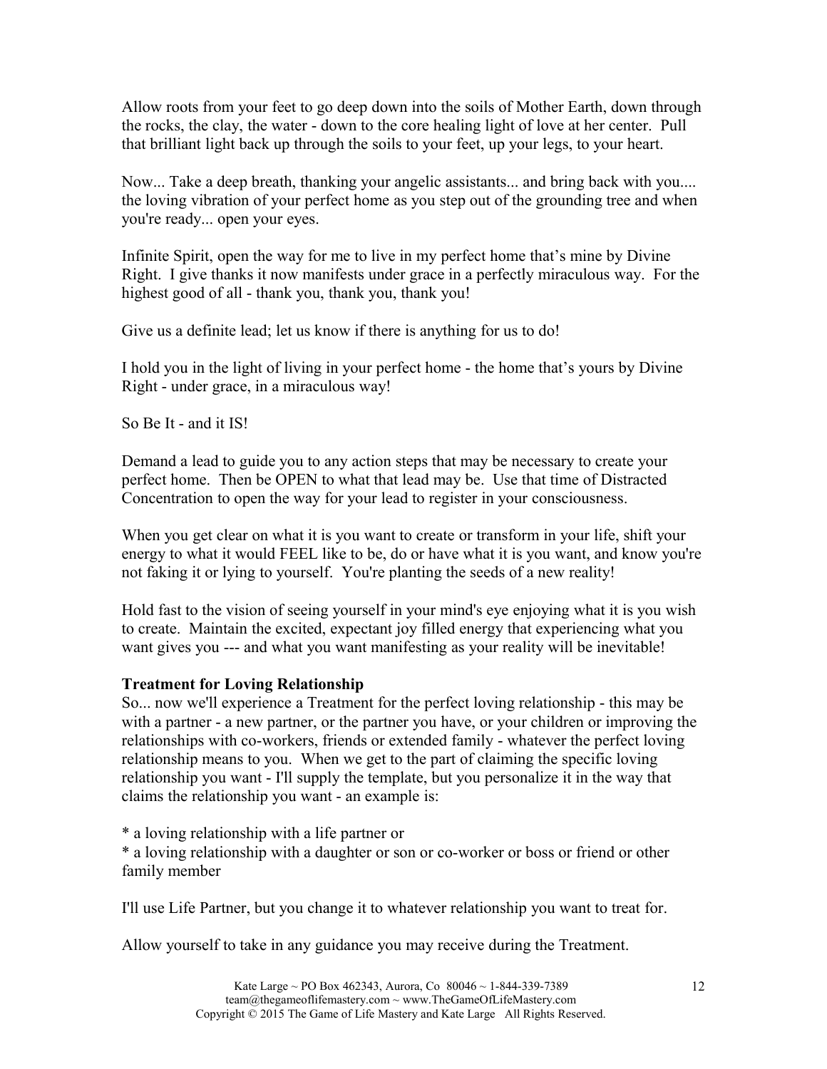Allow roots from your feet to go deep down into the soils of Mother Earth, down through the rocks, the clay, the water - down to the core healing light of love at her center. Pull that brilliant light back up through the soils to your feet, up your legs, to your heart.

Now... Take a deep breath, thanking your angelic assistants... and bring back with you.... the loving vibration of your perfect home as you step out of the grounding tree and when you're ready... open your eyes.

Infinite Spirit, open the way for me to live in my perfect home that's mine by Divine Right. I give thanks it now manifests under grace in a perfectly miraculous way. For the highest good of all - thank you, thank you, thank you!

Give us a definite lead; let us know if there is anything for us to do!

I hold you in the light of living in your perfect home - the home that's yours by Divine Right - under grace, in a miraculous way!

So Be It - and it IS!

Demand a lead to guide you to any action steps that may be necessary to create your perfect home. Then be OPEN to what that lead may be. Use that time of Distracted Concentration to open the way for your lead to register in your consciousness.

When you get clear on what it is you want to create or transform in your life, shift your energy to what it would FEEL like to be, do or have what it is you want, and know you're not faking it or lying to yourself. You're planting the seeds of a new reality!

Hold fast to the vision of seeing yourself in your mind's eye enjoying what it is you wish to create. Maintain the excited, expectant joy filled energy that experiencing what you want gives you --- and what you want manifesting as your reality will be inevitable!

**Treatment for Loving Relationship**

So... now we'll experience a Treatment for the perfect loving relationship - this may be with a partner - a new partner, or the partner you have, or your children or improving the relationships with co-workers, friends or extended family - whatever the perfect loving relationship means to you. When we get to the part of claiming the specific loving relationship you want - I'll supply the template, but you personalize it in the way that claims the relationship you want - an example is:

* a loving relationship with a life partner or
* a loving relationship with a daughter or son or co-worker or boss or friend or other family member

I'll use Life Partner, but you change it to whatever relationship you want to treat for.

Allow yourself to take in any guidance you may receive during the Treatment.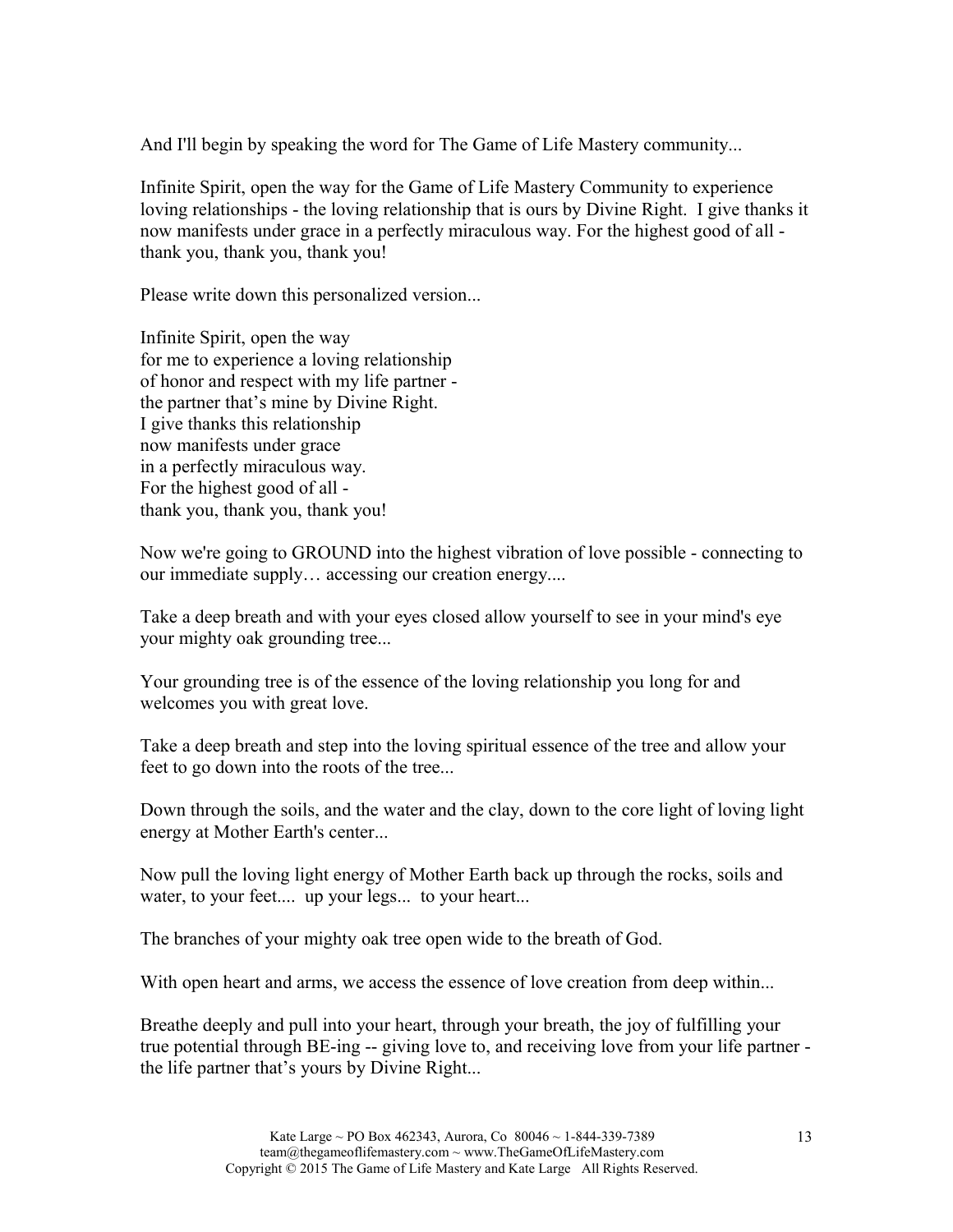And I'll begin by speaking the word for The Game of Life Mastery community...

Infinite Spirit, open the way for the Game of Life Mastery Community to experience loving relationships - the loving relationship that is ours by Divine Right. I give thanks it now manifests under grace in a perfectly miraculous way. For the highest good of all - thank you, thank you, thank you!

Please write down this personalized version...

Infinite Spirit, open the way  
for me to experience a loving relationship  
of honor and respect with my life partner -  
the partner that's mine by Divine Right.  
I give thanks this relationship  
now manifests under grace  
in a perfectly miraculous way.  
For the highest good of all -  
thank you, thank you, thank you!

Now we're going to GROUND into the highest vibration of love possible - connecting to our immediate supply… accessing our creation energy....

Take a deep breath and with your eyes closed allow yourself to see in your mind's eye your mighty oak grounding tree...

Your grounding tree is of the essence of the loving relationship you long for and welcomes you with great love.

Take a deep breath and step into the loving spiritual essence of the tree and allow your feet to go down into the roots of the tree...

Down through the soils, and the water and the clay, down to the core light of loving light energy at Mother Earth's center...

Now pull the loving light energy of Mother Earth back up through the rocks, soils and water, to your feet.... up your legs... to your heart...

The branches of your mighty oak tree open wide to the breath of God.

With open heart and arms, we access the essence of love creation from deep within...

Breathe deeply and pull into your heart, through your breath, the joy of fulfilling your true potential through BE-ing -- giving love to, and receiving love from your life partner - the life partner that's yours by Divine Right...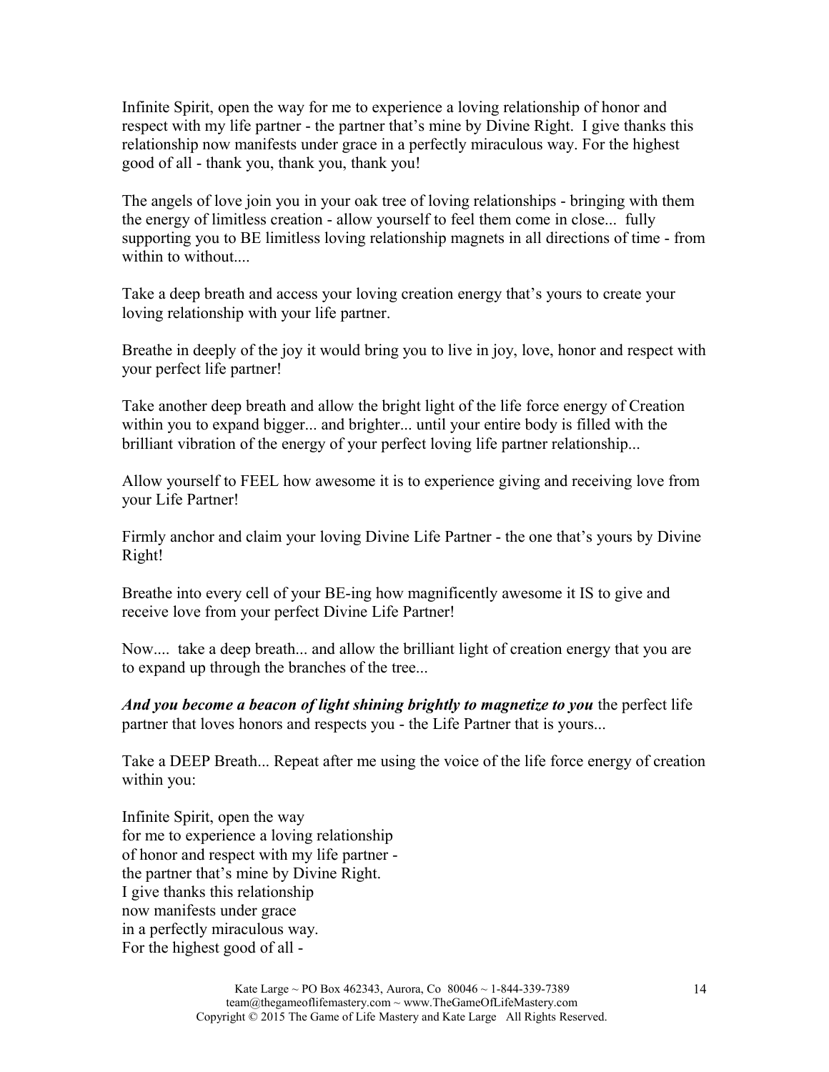Infinite Spirit, open the way for me to experience a loving relationship of honor and respect with my life partner - the partner that's mine by Divine Right. I give thanks this relationship now manifests under grace in a perfectly miraculous way. For the highest good of all - thank you, thank you, thank you!

The angels of love join you in your oak tree of loving relationships - bringing with them the energy of limitless creation - allow yourself to feel them come in close... fully supporting you to BE limitless loving relationship magnets in all directions of time - from within to without....

Take a deep breath and access your loving creation energy that's yours to create your loving relationship with your life partner.

Breathe in deeply of the joy it would bring you to live in joy, love, honor and respect with your perfect life partner!

Take another deep breath and allow the bright light of the life force energy of Creation within you to expand bigger... and brighter... until your entire body is filled with the brilliant vibration of the energy of your perfect loving life partner relationship...

Allow yourself to FEEL how awesome it is to experience giving and receiving love from your Life Partner!

Firmly anchor and claim your loving Divine Life Partner - the one that's yours by Divine Right!

Breathe into every cell of your BE-ing how magnificently awesome it IS to give and receive love from your perfect Divine Life Partner!

Now.... take a deep breath... and allow the brilliant light of creation energy that you are to expand up through the branches of the tree...

***And you become a beacon of light shining brightly to magnetize to you*** the perfect life partner that loves honors and respects you - the Life Partner that is yours...

Take a DEEP Breath... Repeat after me using the voice of the life force energy of creation within you:

Infinite Spirit, open the way  
for me to experience a loving relationship  
of honor and respect with my life partner -  
the partner that's mine by Divine Right.  
I give thanks this relationship  
now manifests under grace  
in a perfectly miraculous way.  
For the highest good of all -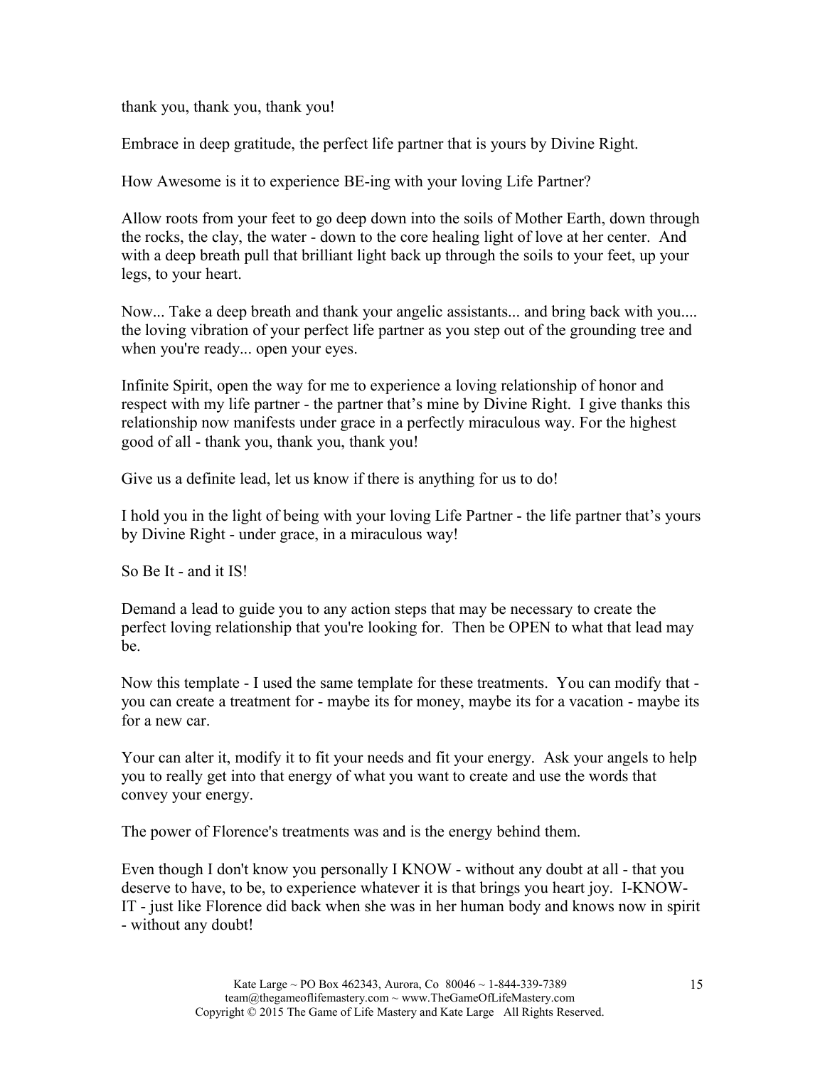thank you, thank you, thank you!

Embrace in deep gratitude, the perfect life partner that is yours by Divine Right.

How Awesome is it to experience BE-ing with your loving Life Partner?

Allow roots from your feet to go deep down into the soils of Mother Earth, down through the rocks, the clay, the water - down to the core healing light of love at her center. And with a deep breath pull that brilliant light back up through the soils to your feet, up your legs, to your heart.

Now... Take a deep breath and thank your angelic assistants... and bring back with you.... the loving vibration of your perfect life partner as you step out of the grounding tree and when you're ready... open your eyes.

Infinite Spirit, open the way for me to experience a loving relationship of honor and respect with my life partner - the partner that's mine by Divine Right. I give thanks this relationship now manifests under grace in a perfectly miraculous way. For the highest good of all - thank you, thank you, thank you!

Give us a definite lead, let us know if there is anything for us to do!

I hold you in the light of being with your loving Life Partner - the life partner that's yours by Divine Right - under grace, in a miraculous way!

So Be It - and it IS!

Demand a lead to guide you to any action steps that may be necessary to create the perfect loving relationship that you're looking for. Then be OPEN to what that lead may be.

Now this template - I used the same template for these treatments. You can modify that - you can create a treatment for - maybe its for money, maybe its for a vacation - maybe its for a new car.

Your can alter it, modify it to fit your needs and fit your energy. Ask your angels to help you to really get into that energy of what you want to create and use the words that convey your energy.

The power of Florence's treatments was and is the energy behind them.

Even though I don't know you personally I KNOW - without any doubt at all - that you deserve to have, to be, to experience whatever it is that brings you heart joy. I-KNOW-IT - just like Florence did back when she was in her human body and knows now in spirit - without any doubt!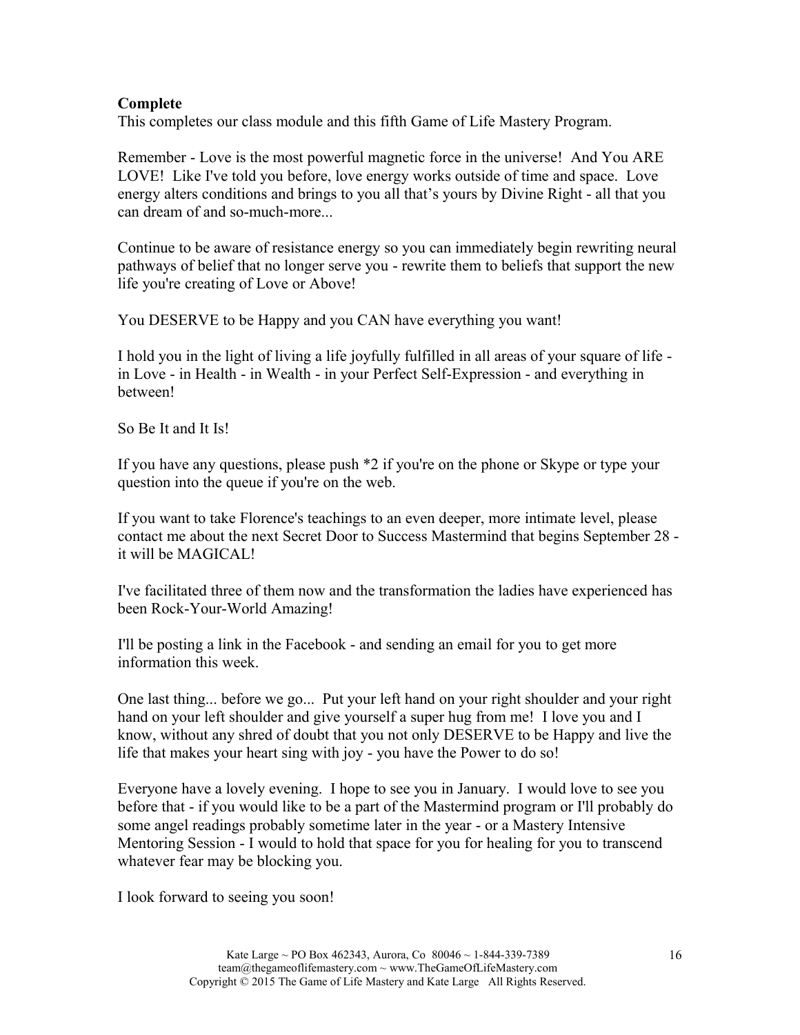**Complete**

This completes our class module and this fifth Game of Life Mastery Program.

Remember - Love is the most powerful magnetic force in the universe! And You ARE LOVE! Like I've told you before, love energy works outside of time and space. Love energy alters conditions and brings to you all that's yours by Divine Right - all that you can dream of and so-much-more...

Continue to be aware of resistance energy so you can immediately begin rewriting neural pathways of belief that no longer serve you - rewrite them to beliefs that support the new life you're creating of Love or Above!

You DESERVE to be Happy and you CAN have everything you want!

I hold you in the light of living a life joyfully fulfilled in all areas of your square of life - in Love - in Health - in Wealth - in your Perfect Self-Expression - and everything in between!

So Be It and It Is!

If you have any questions, please push *2 if you're on the phone or Skype or type your question into the queue if you're on the web.

If you want to take Florence's teachings to an even deeper, more intimate level, please contact me about the next Secret Door to Success Mastermind that begins September 28 - it will be MAGICAL!

I've facilitated three of them now and the transformation the ladies have experienced has been Rock-Your-World Amazing!

I'll be posting a link in the Facebook - and sending an email for you to get more information this week.

One last thing... before we go... Put your left hand on your right shoulder and your right hand on your left shoulder and give yourself a super hug from me! I love you and I know, without any shred of doubt that you not only DESERVE to be Happy and live the life that makes your heart sing with joy - you have the Power to do so!

Everyone have a lovely evening. I hope to see you in January. I would love to see you before that - if you would like to be a part of the Mastermind program or I'll probably do some angel readings probably sometime later in the year - or a Mastery Intensive Mentoring Session - I would to hold that space for you for healing for you to transcend whatever fear may be blocking you.

I look forward to seeing you soon!

Kate Large ~ PO Box 462343, Aurora, Co 80046 ~ 1-844-339-7389
team@thegameoflifemastery.com ~ www.TheGameOfLifeMastery.com
Copyright © 2015 The Game of Life Mastery and Kate Large All Rights Reserved.